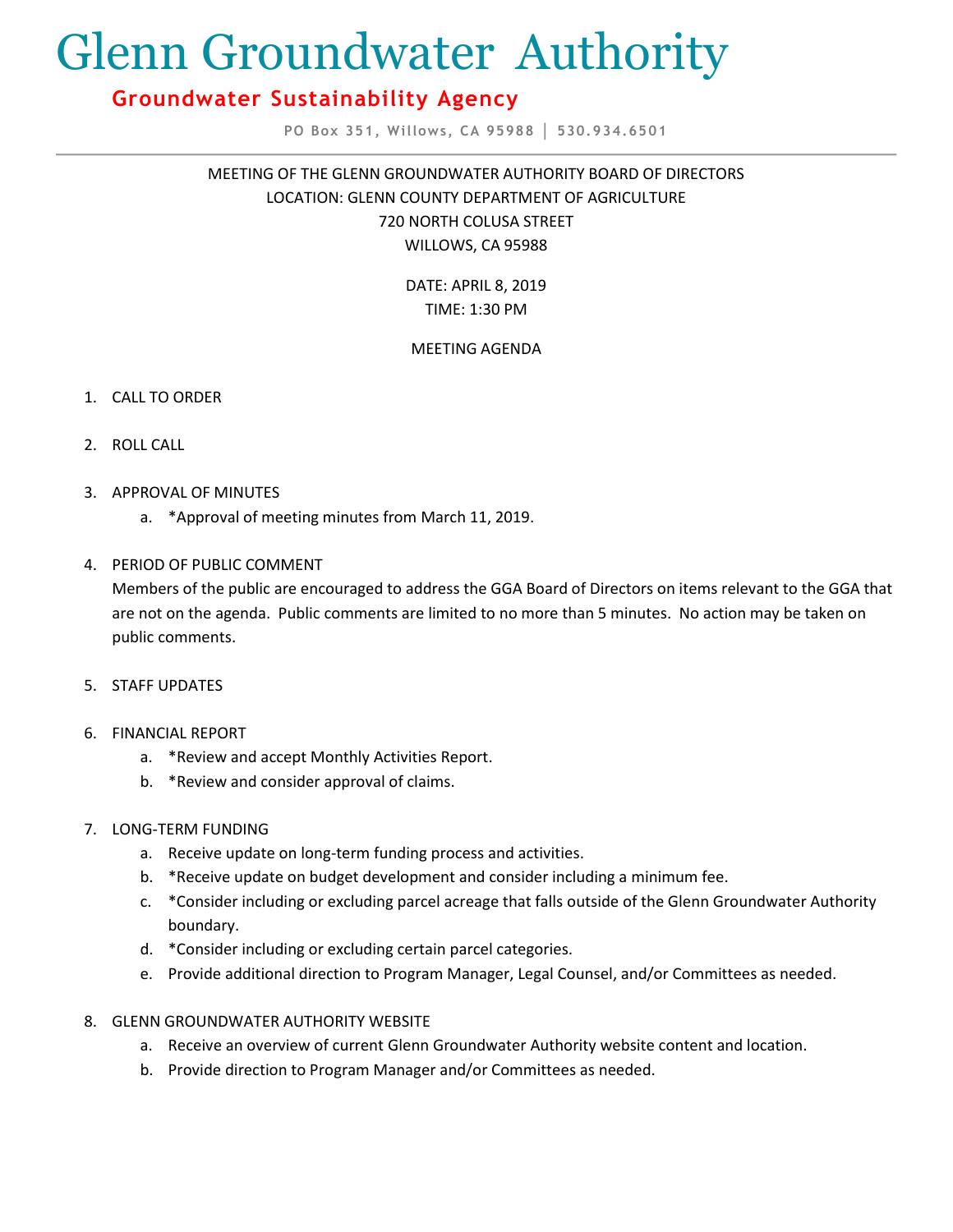# Glenn Groundwater Authority

## Groundwater Sustainability Agency

PO Box 351, Willows, CA 95988 | 530.934.6501

---

MEETING OF THE GLENN GROUNDWATER AUTHORITY BOARD OF DIRECTORS
LOCATION: GLENN COUNTY DEPARTMENT OF AGRICULTURE
720 NORTH COLUSA STREET
WILLOWS, CA 95988

DATE: APRIL 8, 2019
TIME: 1:30 PM

MEETING AGENDA

1. CALL TO ORDER

2. ROLL CALL

3. APPROVAL OF MINUTES
   a. *Approval of meeting minutes from March 11, 2019.

4. PERIOD OF PUBLIC COMMENT
   Members of the public are encouraged to address the GGA Board of Directors on items relevant to the GGA that are not on the agenda. Public comments are limited to no more than 5 minutes. No action may be taken on public comments.

5. STAFF UPDATES

6. FINANCIAL REPORT
   a. *Review and accept Monthly Activities Report.
   b. *Review and consider approval of claims.

7. LONG-TERM FUNDING
   a. Receive update on long-term funding process and activities.
   b. *Receive update on budget development and consider including a minimum fee.
   c. *Consider including or excluding parcel acreage that falls outside of the Glenn Groundwater Authority boundary.
   d. *Consider including or excluding certain parcel categories.
   e. Provide additional direction to Program Manager, Legal Counsel, and/or Committees as needed.

8. GLENN GROUNDWATER AUTHORITY WEBSITE
   a. Receive an overview of current Glenn Groundwater Authority website content and location.
   b. Provide direction to Program Manager and/or Committees as needed.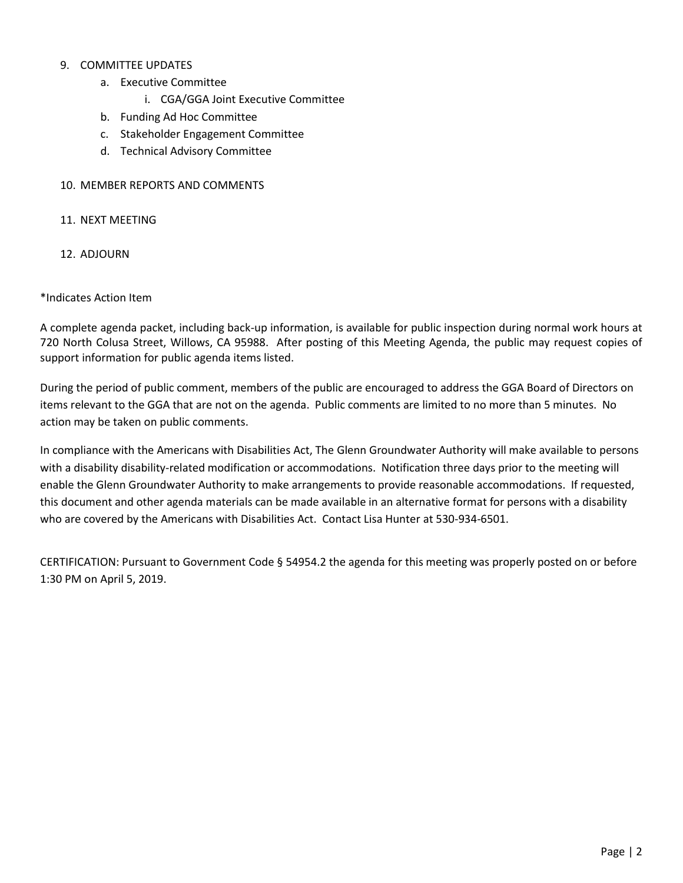9. COMMITTEE UPDATES
   a. Executive Committee
      i. CGA/GGA Joint Executive Committee
   b. Funding Ad Hoc Committee
   c. Stakeholder Engagement Committee
   d. Technical Advisory Committee

10. MEMBER REPORTS AND COMMENTS

11. NEXT MEETING

12. ADJOURN

*Indicates Action Item

A complete agenda packet, including back-up information, is available for public inspection during normal work hours at 720 North Colusa Street, Willows, CA 95988. After posting of this Meeting Agenda, the public may request copies of support information for public agenda items listed.

During the period of public comment, members of the public are encouraged to address the GGA Board of Directors on items relevant to the GGA that are not on the agenda. Public comments are limited to no more than 5 minutes. No action may be taken on public comments.

In compliance with the Americans with Disabilities Act, The Glenn Groundwater Authority will make available to persons with a disability disability-related modification or accommodations. Notification three days prior to the meeting will enable the Glenn Groundwater Authority to make arrangements to provide reasonable accommodations. If requested, this document and other agenda materials can be made available in an alternative format for persons with a disability who are covered by the Americans with Disabilities Act. Contact Lisa Hunter at 530-934-6501.

CERTIFICATION: Pursuant to Government Code § 54954.2 the agenda for this meeting was properly posted on or before 1:30 PM on April 5, 2019.